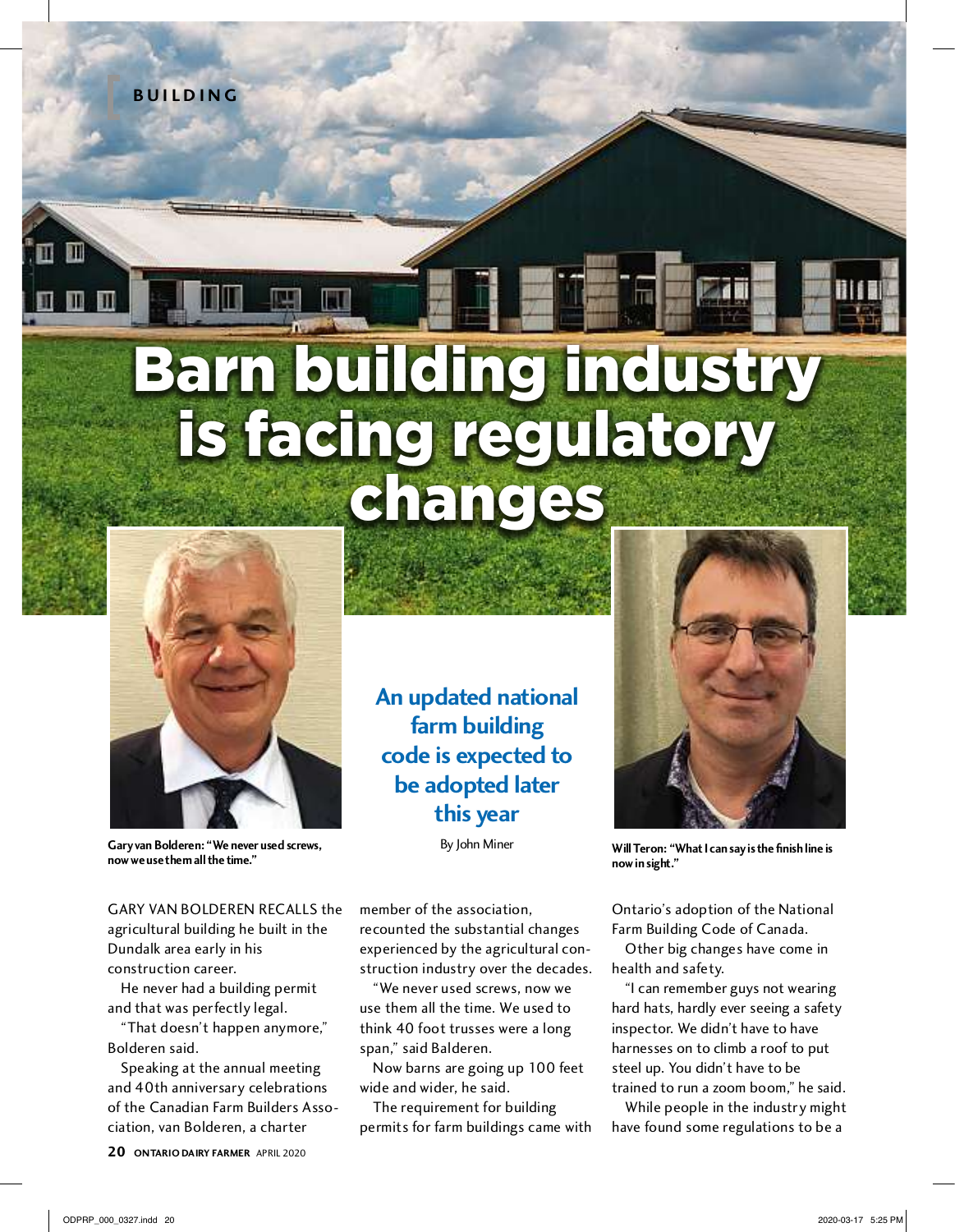BUILDING

# Barn building industry is facing regulatory changes

Gary van Bolderen: "We never used screws, now we use them all the time."

**An updated national farm building code is expected to be adopted later this year**

By John Miner

Will Teron: "What I can say is the finish line is now in sight."

GARY VAN BOLDEREN RECALLS the agricultural building he built in the Dundalk area early in his construction career.

He never had a building permit and that was perfectly legal.

"That doesn't happen anymore," Bolderen said.

Speaking at the annual meeting and 40th anniversary celebrations of the Canadian Farm Builders Association, van Bolderen, a charter member of the association, recounted the substantial changes experienced by the agricultural construction industry over the decades.

"We never used screws, now we use them all the time. We used to think 40 foot trusses were a long span," said Balderen.

Now barns are going up 100 feet wide and wider, he said.

The requirement for building permits for farm buildings came with Ontario's adoption of the National Farm Building Code of Canada.

Other big changes have come in health and safety.

"I can remember guys not wearing hard hats, hardly ever seeing a safety inspector. We didn't have to have harnesses on to climb a roof to put steel up. You didn't have to be trained to run a zoom boom," he said.

While people in the industry might have found some regulations to be a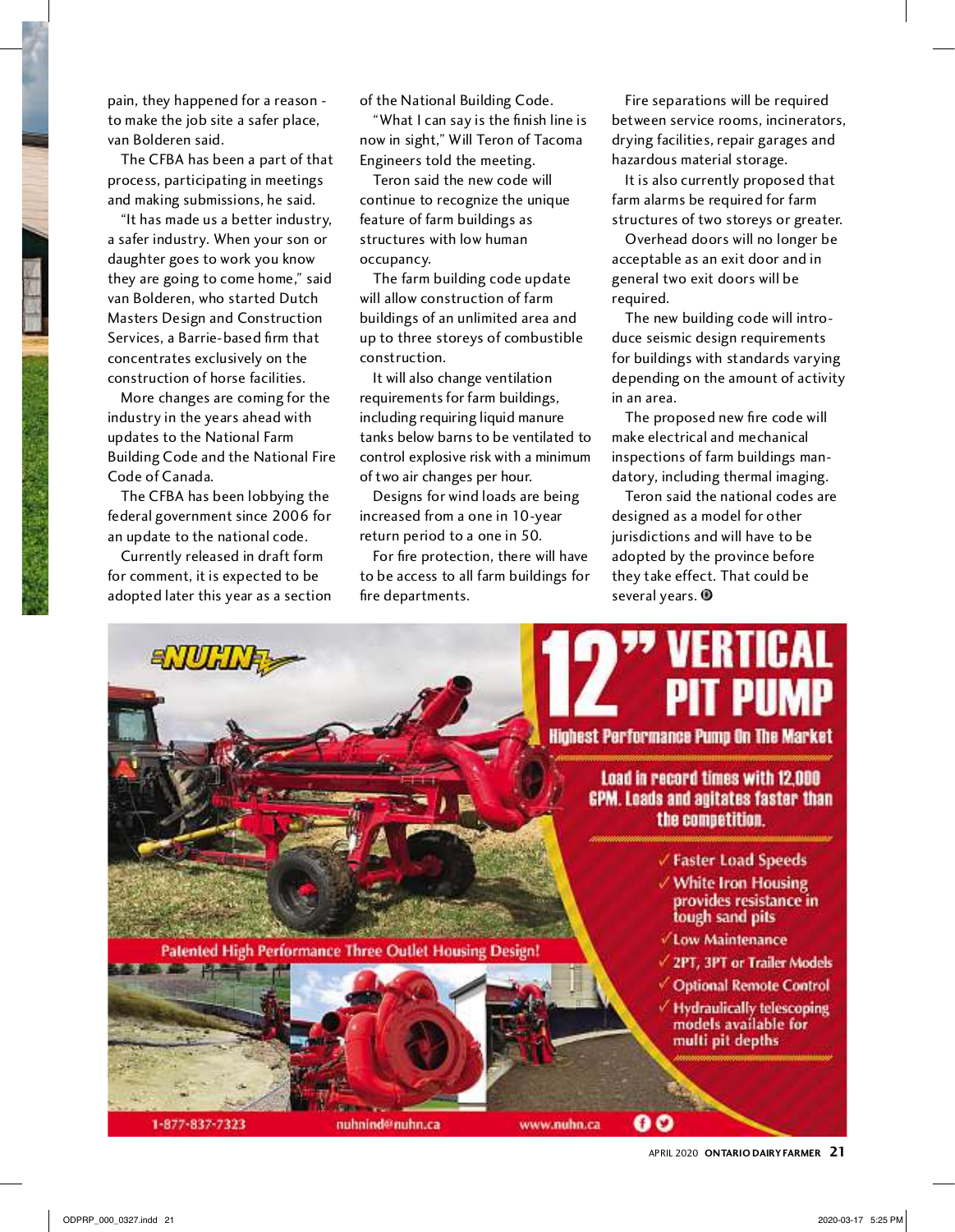pain, they happened for a reason - to make the job site a safer place, van Bolderen said.

The CFBA has been a part of that process, participating in meetings and making submissions, he said.

"It has made us a better industry, a safer industry. When your son or daughter goes to work you know they are going to come home," said van Bolderen, who started Dutch Masters Design and Construction Services, a Barrie-based firm that concentrates exclusively on the construction of horse facilities.

More changes are coming for the industry in the years ahead with updates to the National Farm Building Code and the National Fire Code of Canada.

The CFBA has been lobbying the federal government since 2006 for an update to the national code.

Currently released in draft form for comment, it is expected to be adopted later this year as a section of the National Building Code.

"What I can say is the finish line is now in sight," Will Teron of Tacoma Engineers told the meeting.

Teron said the new code will continue to recognize the unique feature of farm buildings as structures with low human occupancy.

The farm building code update will allow construction of farm buildings of an unlimited area and up to three storeys of combustible construction.

It will also change ventilation requirements for farm buildings, including requiring liquid manure tanks below barns to be ventilated to control explosive risk with a minimum of two air changes per hour.

Designs for wind loads are being increased from a one in 10-year return period to a one in 50.

For fire protection, there will have to be access to all farm buildings for fire departments.

Fire separations will be required between service rooms, incinerators, drying facilities, repair garages and hazardous material storage.

It is also currently proposed that farm alarms be required for farm structures of two storeys or greater.

Overhead doors will no longer be acceptable as an exit door and in general two exit doors will be required.

The new building code will introduce seismic design requirements for buildings with standards varying depending on the amount of activity in an area.

The proposed new fire code will make electrical and mechanical inspections of farm buildings mandatory, including thermal imaging.

Teron said the national codes are designed as a model for other jurisdictions and will have to be adopted by the province before they take effect. That could be several years.